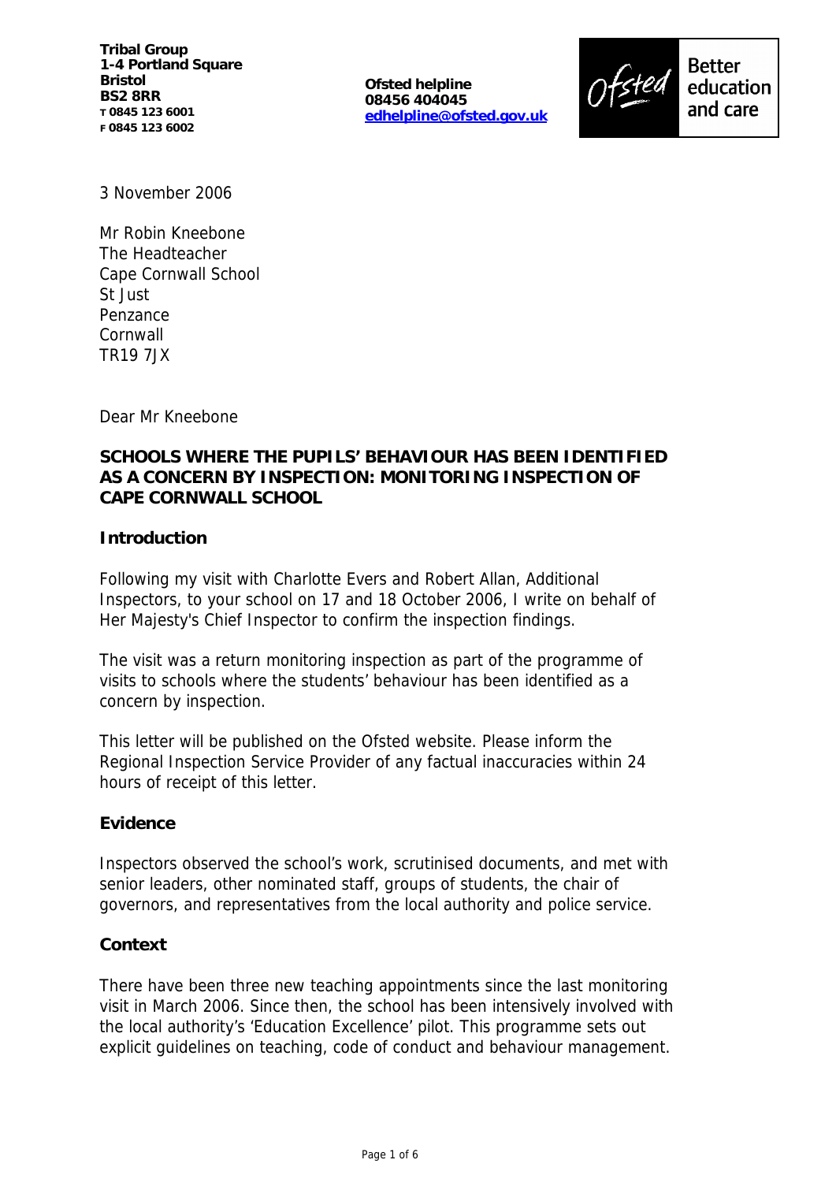**Tribal Group**
**1-4 Portland Square**
**Bristol**
**BS2 8RR**
**T 0845 123 6001**
**F 0845 123 6002**

**Ofsted helpline**
**08456 404045**
**edhelpline@ofsted.gov.uk**

Ofsted Better education and care

3 November 2006

Mr Robin Kneebone
The Headteacher
Cape Cornwall School
St Just
Penzance
Cornwall
TR19 7JX

Dear Mr Kneebone

**SCHOOLS WHERE THE PUPILS' BEHAVIOUR HAS BEEN IDENTIFIED AS A CONCERN BY INSPECTION: MONITORING INSPECTION OF CAPE CORNWALL SCHOOL**

**Introduction**

Following my visit with Charlotte Evers and Robert Allan, Additional Inspectors, to your school on 17 and 18 October 2006, I write on behalf of Her Majesty's Chief Inspector to confirm the inspection findings.

The visit was a return monitoring inspection as part of the programme of visits to schools where the students' behaviour has been identified as a concern by inspection.

This letter will be published on the Ofsted website. Please inform the Regional Inspection Service Provider of any factual inaccuracies within 24 hours of receipt of this letter.

**Evidence**

Inspectors observed the school's work, scrutinised documents, and met with senior leaders, other nominated staff, groups of students, the chair of governors, and representatives from the local authority and police service.

**Context**

There have been three new teaching appointments since the last monitoring visit in March 2006. Since then, the school has been intensively involved with the local authority's 'Education Excellence' pilot. This programme sets out explicit guidelines on teaching, code of conduct and behaviour management.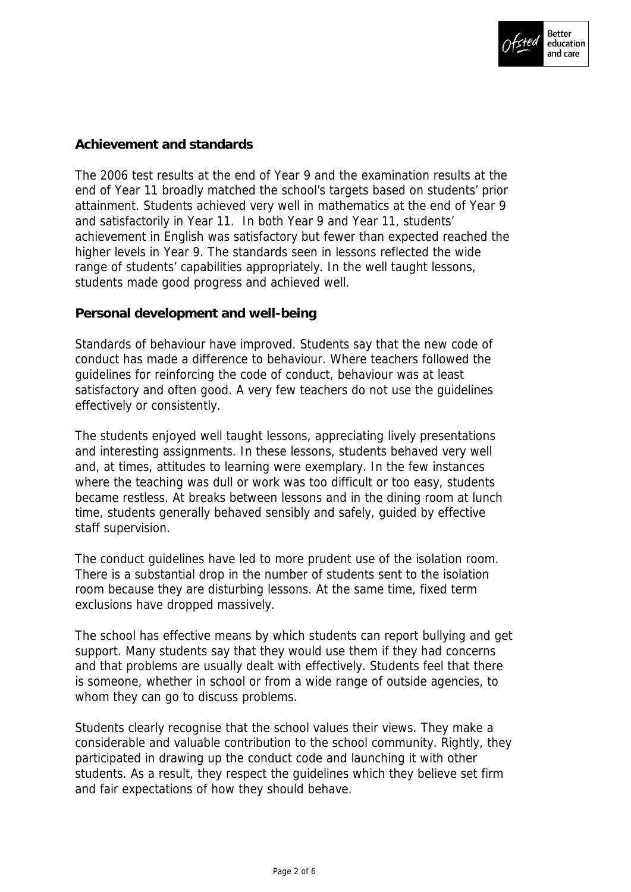## Achievement and standards

The 2006 test results at the end of Year 9 and the examination results at the end of Year 11 broadly matched the school's targets based on students' prior attainment. Students achieved very well in mathematics at the end of Year 9 and satisfactorily in Year 11. In both Year 9 and Year 11, students' achievement in English was satisfactory but fewer than expected reached the higher levels in Year 9. The standards seen in lessons reflected the wide range of students' capabilities appropriately. In the well taught lessons, students made good progress and achieved well.

## Personal development and well-being

Standards of behaviour have improved. Students say that the new code of conduct has made a difference to behaviour. Where teachers followed the guidelines for reinforcing the code of conduct, behaviour was at least satisfactory and often good. A very few teachers do not use the guidelines effectively or consistently.

The students enjoyed well taught lessons, appreciating lively presentations and interesting assignments. In these lessons, students behaved very well and, at times, attitudes to learning were exemplary. In the few instances where the teaching was dull or work was too difficult or too easy, students became restless. At breaks between lessons and in the dining room at lunch time, students generally behaved sensibly and safely, guided by effective staff supervision.

The conduct guidelines have led to more prudent use of the isolation room. There is a substantial drop in the number of students sent to the isolation room because they are disturbing lessons. At the same time, fixed term exclusions have dropped massively.

The school has effective means by which students can report bullying and get support. Many students say that they would use them if they had concerns and that problems are usually dealt with effectively. Students feel that there is someone, whether in school or from a wide range of outside agencies, to whom they can go to discuss problems.

Students clearly recognise that the school values their views. They make a considerable and valuable contribution to the school community. Rightly, they participated in drawing up the conduct code and launching it with other students. As a result, they respect the guidelines which they believe set firm and fair expectations of how they should behave.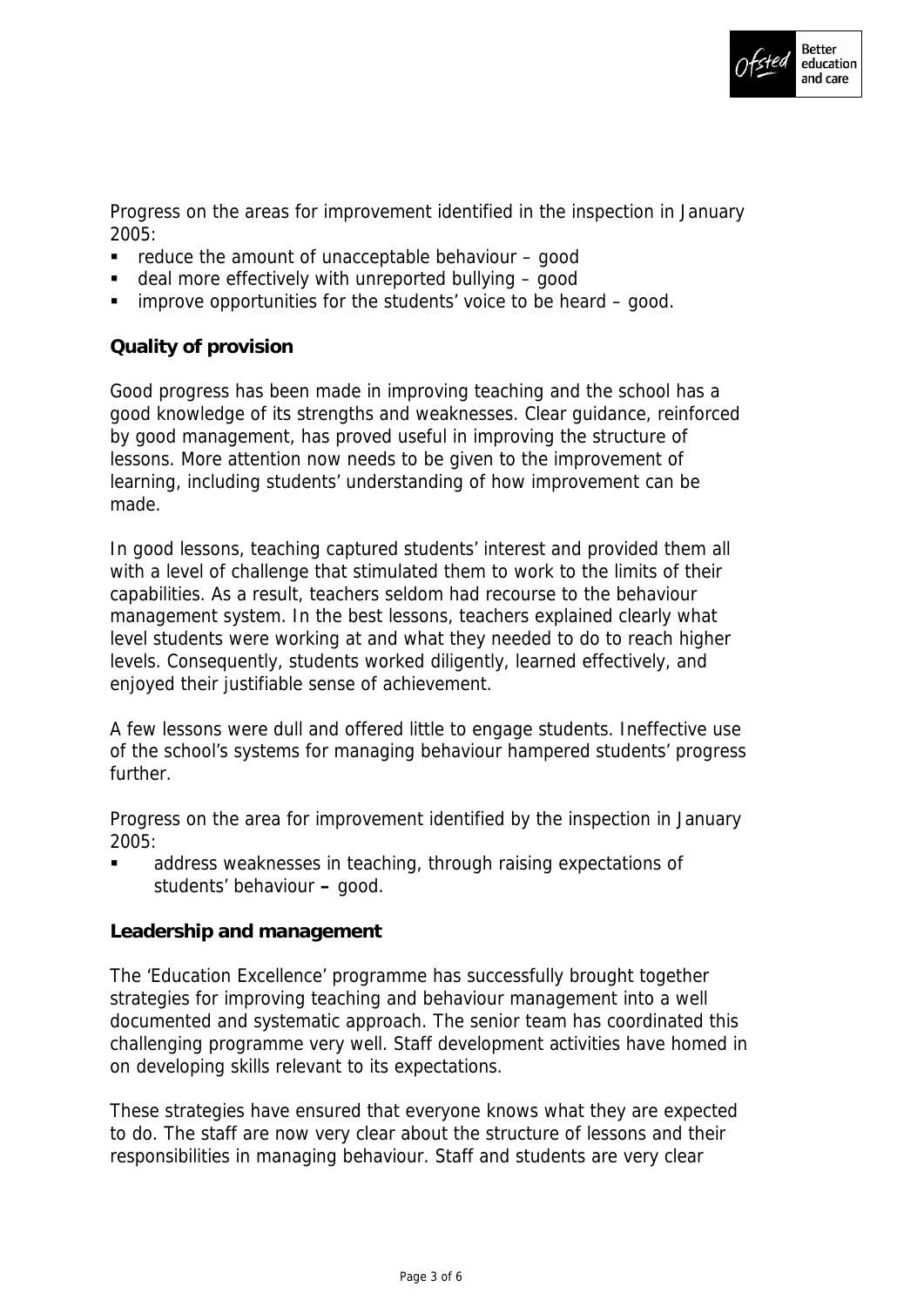Progress on the areas for improvement identified in the inspection in January 2005:

- reduce the amount of unacceptable behaviour – good
- deal more effectively with unreported bullying – good
- improve opportunities for the students' voice to be heard – good.

**Quality of provision**

Good progress has been made in improving teaching and the school has a good knowledge of its strengths and weaknesses. Clear guidance, reinforced by good management, has proved useful in improving the structure of lessons. More attention now needs to be given to the improvement of learning, including students' understanding of how improvement can be made.

In good lessons, teaching captured students' interest and provided them all with a level of challenge that stimulated them to work to the limits of their capabilities. As a result, teachers seldom had recourse to the behaviour management system. In the best lessons, teachers explained clearly what level students were working at and what they needed to do to reach higher levels. Consequently, students worked diligently, learned effectively, and enjoyed their justifiable sense of achievement.

A few lessons were dull and offered little to engage students. Ineffective use of the school's systems for managing behaviour hampered students' progress further.

Progress on the area for improvement identified by the inspection in January 2005:

- address weaknesses in teaching, through raising expectations of students' behaviour **–** good.

**Leadership and management**

The 'Education Excellence' programme has successfully brought together strategies for improving teaching and behaviour management into a well documented and systematic approach. The senior team has coordinated this challenging programme very well. Staff development activities have homed in on developing skills relevant to its expectations.

These strategies have ensured that everyone knows what they are expected to do. The staff are now very clear about the structure of lessons and their responsibilities in managing behaviour. Staff and students are very clear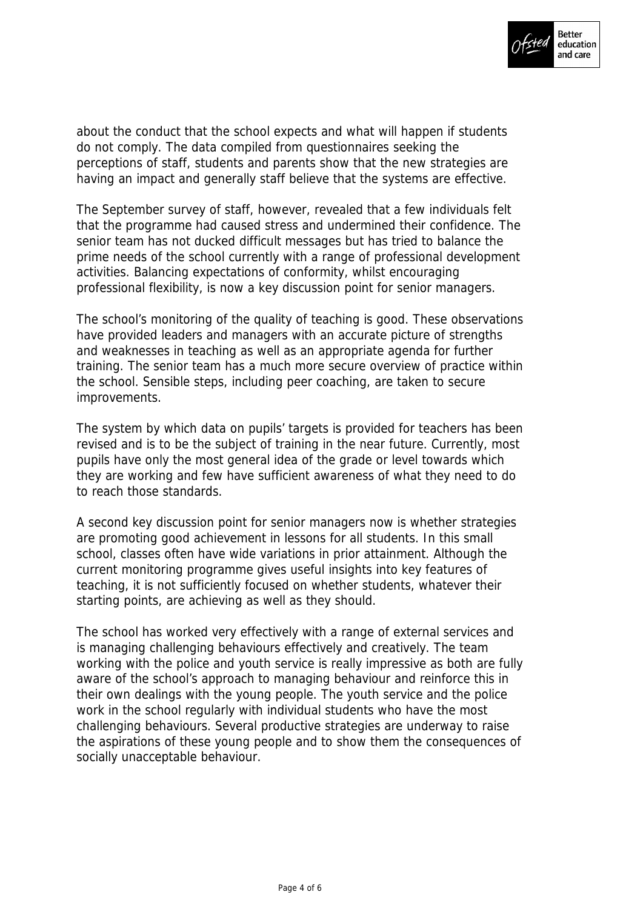about the conduct that the school expects and what will happen if students do not comply. The data compiled from questionnaires seeking the perceptions of staff, students and parents show that the new strategies are having an impact and generally staff believe that the systems are effective.

The September survey of staff, however, revealed that a few individuals felt that the programme had caused stress and undermined their confidence. The senior team has not ducked difficult messages but has tried to balance the prime needs of the school currently with a range of professional development activities. Balancing expectations of conformity, whilst encouraging professional flexibility, is now a key discussion point for senior managers.

The school's monitoring of the quality of teaching is good. These observations have provided leaders and managers with an accurate picture of strengths and weaknesses in teaching as well as an appropriate agenda for further training. The senior team has a much more secure overview of practice within the school. Sensible steps, including peer coaching, are taken to secure improvements.

The system by which data on pupils' targets is provided for teachers has been revised and is to be the subject of training in the near future. Currently, most pupils have only the most general idea of the grade or level towards which they are working and few have sufficient awareness of what they need to do to reach those standards.

A second key discussion point for senior managers now is whether strategies are promoting good achievement in lessons for all students. In this small school, classes often have wide variations in prior attainment. Although the current monitoring programme gives useful insights into key features of teaching, it is not sufficiently focused on whether students, whatever their starting points, are achieving as well as they should.

The school has worked very effectively with a range of external services and is managing challenging behaviours effectively and creatively. The team working with the police and youth service is really impressive as both are fully aware of the school's approach to managing behaviour and reinforce this in their own dealings with the young people. The youth service and the police work in the school regularly with individual students who have the most challenging behaviours. Several productive strategies are underway to raise the aspirations of these young people and to show them the consequences of socially unacceptable behaviour.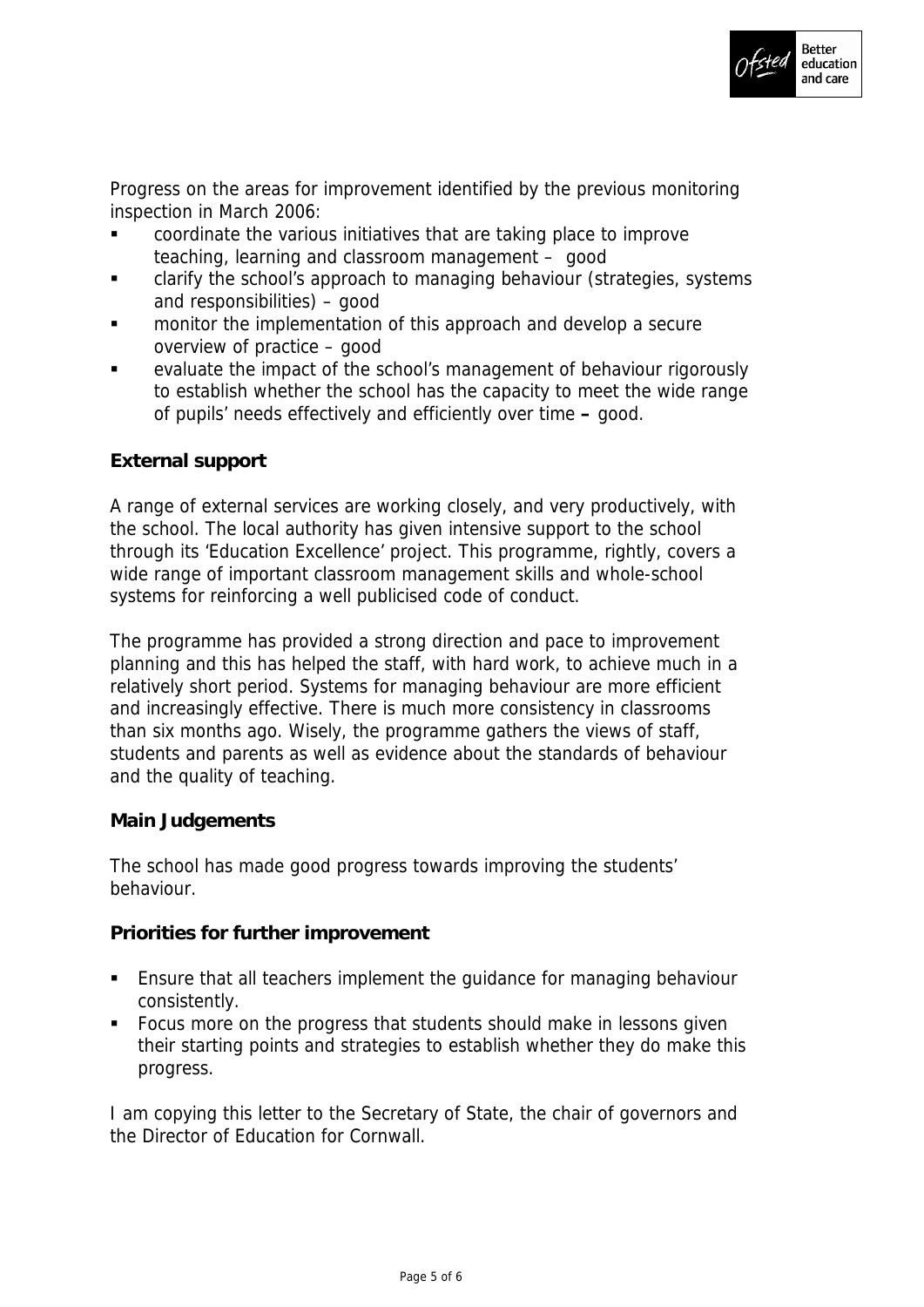Progress on the areas for improvement identified by the previous monitoring inspection in March 2006:

- coordinate the various initiatives that are taking place to improve teaching, learning and classroom management – good
- clarify the school's approach to managing behaviour (strategies, systems and responsibilities) – good
- monitor the implementation of this approach and develop a secure overview of practice – good
- evaluate the impact of the school's management of behaviour rigorously to establish whether the school has the capacity to meet the wide range of pupils' needs effectively and efficiently over time **–** good.

**External support**

A range of external services are working closely, and very productively, with the school. The local authority has given intensive support to the school through its 'Education Excellence' project. This programme, rightly, covers a wide range of important classroom management skills and whole-school systems for reinforcing a well publicised code of conduct.

The programme has provided a strong direction and pace to improvement planning and this has helped the staff, with hard work, to achieve much in a relatively short period. Systems for managing behaviour are more efficient and increasingly effective. There is much more consistency in classrooms than six months ago. Wisely, the programme gathers the views of staff, students and parents as well as evidence about the standards of behaviour and the quality of teaching.

**Main Judgements**

The school has made good progress towards improving the students' behaviour.

**Priorities for further improvement**

- Ensure that all teachers implement the guidance for managing behaviour consistently.
- Focus more on the progress that students should make in lessons given their starting points and strategies to establish whether they do make this progress.

I am copying this letter to the Secretary of State, the chair of governors and the Director of Education for Cornwall.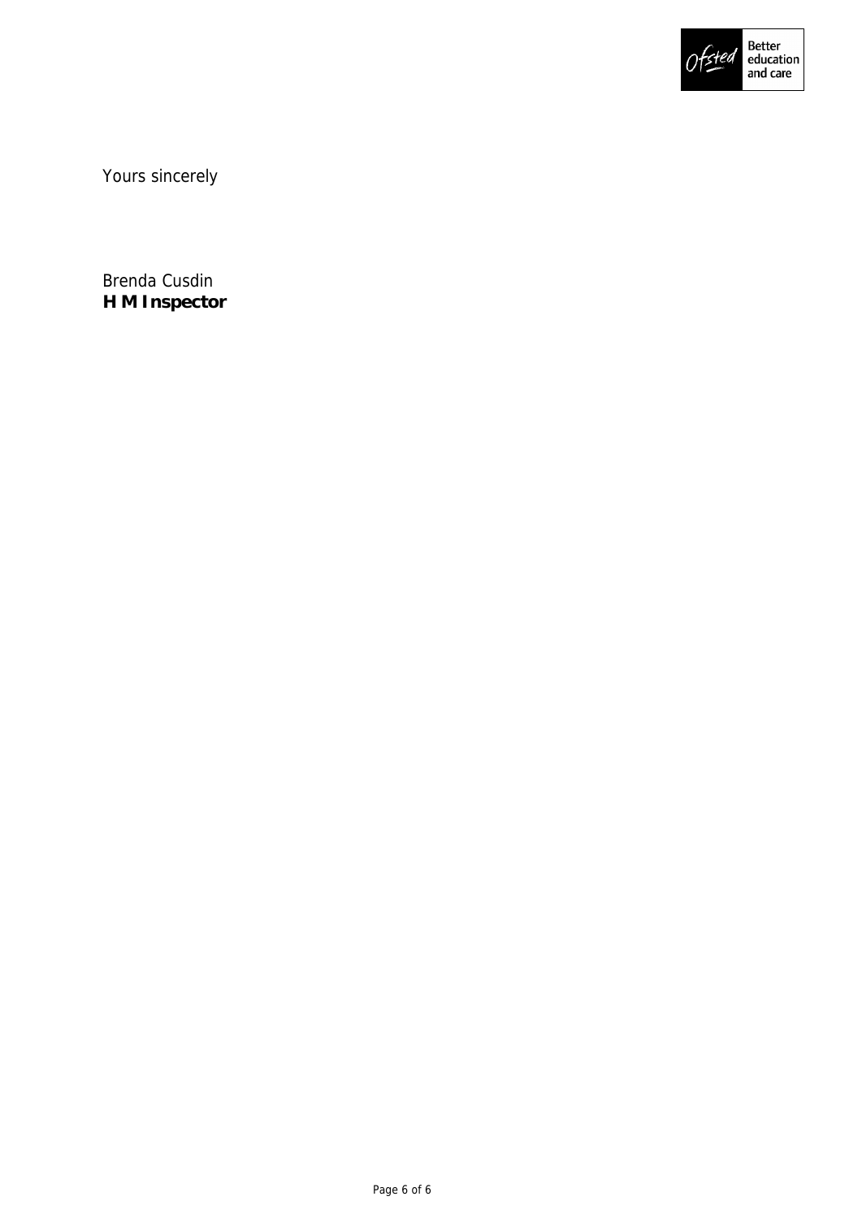Yours sincerely

Brenda Cusdin
**H M Inspector**